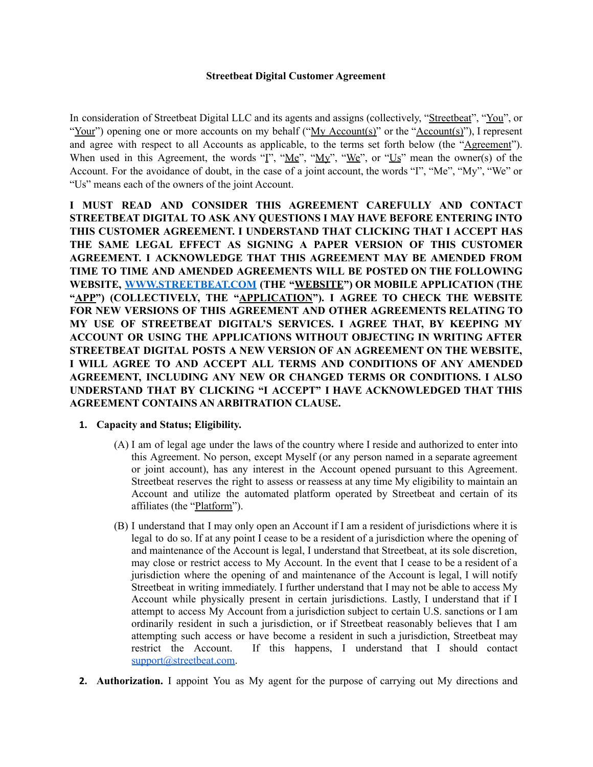**Streetbeat Digital Customer Agreement**

In consideration of Streetbeat Digital LLC and its agents and assigns (collectively, "Streetbeat", "You", or "Your") opening one or more accounts on my behalf ("My Account(s)" or the "Account(s)"), I represent and agree with respect to all Accounts as applicable, to the terms set forth below (the "Agreement"). When used in this Agreement, the words "I", "Me", "My", "We", or "Us" mean the owner(s) of the Account. For the avoidance of doubt, in the case of a joint account, the words "I", "Me", "My", "We" or "Us" means each of the owners of the joint Account.

**I MUST READ AND CONSIDER THIS AGREEMENT CAREFULLY AND CONTACT STREETBEAT DIGITAL TO ASK ANY QUESTIONS I MAY HAVE BEFORE ENTERING INTO THIS CUSTOMER AGREEMENT. I UNDERSTAND THAT CLICKING THAT I ACCEPT HAS THE SAME LEGAL EFFECT AS SIGNING A PAPER VERSION OF THIS CUSTOMER AGREEMENT. I ACKNOWLEDGE THAT THIS AGREEMENT MAY BE AMENDED FROM TIME TO TIME AND AMENDED AGREEMENTS WILL BE POSTED ON THE FOLLOWING WEBSITE, [WWW.STREETBEAT.COM](http://www.streetbeat.com) (THE "WEBSITE") OR MOBILE APPLICATION (THE "APP") (COLLECTIVELY, THE "APPLICATION"). I AGREE TO CHECK THE WEBSITE FOR NEW VERSIONS OF THIS AGREEMENT AND OTHER AGREEMENTS RELATING TO MY USE OF STREETBEAT DIGITAL'S SERVICES. I AGREE THAT, BY KEEPING MY ACCOUNT OR USING THE APPLICATIONS WITHOUT OBJECTING IN WRITING AFTER STREETBEAT DIGITAL POSTS A NEW VERSION OF AN AGREEMENT ON THE WEBSITE, I WILL AGREE TO AND ACCEPT ALL TERMS AND CONDITIONS OF ANY AMENDED AGREEMENT, INCLUDING ANY NEW OR CHANGED TERMS OR CONDITIONS. I ALSO UNDERSTAND THAT BY CLICKING "I ACCEPT" I HAVE ACKNOWLEDGED THAT THIS AGREEMENT CONTAINS AN ARBITRATION CLAUSE.**

1. **Capacity and Status; Eligibility.**

   (A) I am of legal age under the laws of the country where I reside and authorized to enter into this Agreement. No person, except Myself (or any person named in a separate agreement or joint account), has any interest in the Account opened pursuant to this Agreement. Streetbeat reserves the right to assess or reassess at any time My eligibility to maintain an Account and utilize the automated platform operated by Streetbeat and certain of its affiliates (the "Platform").

   (B) I understand that I may only open an Account if I am a resident of jurisdictions where it is legal to do so. If at any point I cease to be a resident of a jurisdiction where the opening of and maintenance of the Account is legal, I understand that Streetbeat, at its sole discretion, may close or restrict access to My Account. In the event that I cease to be a resident of a jurisdiction where the opening of and maintenance of the Account is legal, I will notify Streetbeat in writing immediately. I further understand that I may not be able to access My Account while physically present in certain jurisdictions. Lastly, I understand that if I attempt to access My Account from a jurisdiction subject to certain U.S. sanctions or I am ordinarily resident in such a jurisdiction, or if Streetbeat reasonably believes that I am attempting such access or have become a resident in such a jurisdiction, Streetbeat may restrict the Account. If this happens, I understand that I should contact [support@streetbeat.com](mailto:support@streetbeat.com).

2. **Authorization.** I appoint You as My agent for the purpose of carrying out My directions and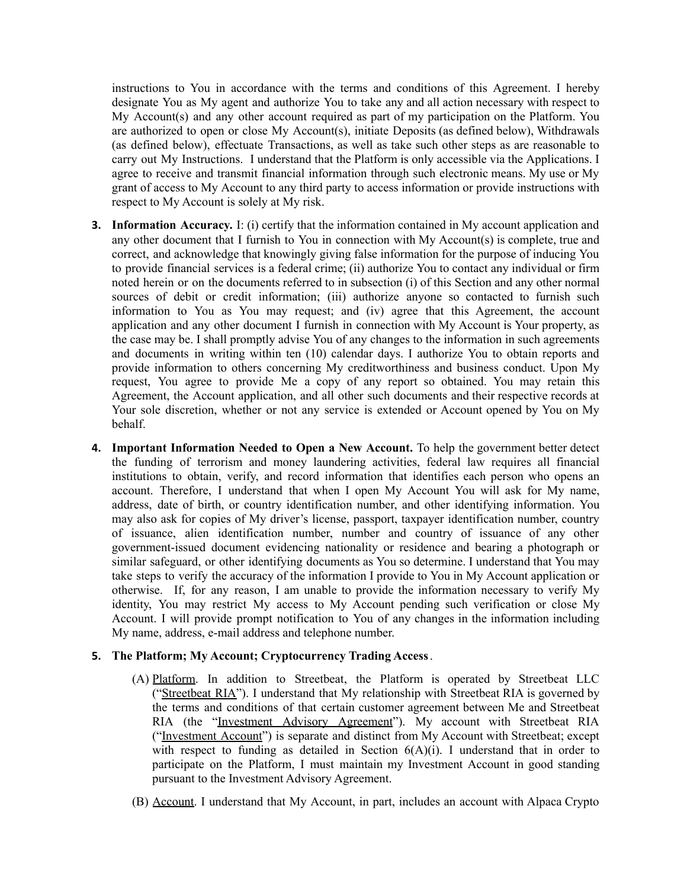instructions to You in accordance with the terms and conditions of this Agreement. I hereby designate You as My agent and authorize You to take any and all action necessary with respect to My Account(s) and any other account required as part of my participation on the Platform. You are authorized to open or close My Account(s), initiate Deposits (as defined below), Withdrawals (as defined below), effectuate Transactions, as well as take such other steps as are reasonable to carry out My Instructions. I understand that the Platform is only accessible via the Applications. I agree to receive and transmit financial information through such electronic means. My use or My grant of access to My Account to any third party to access information or provide instructions with respect to My Account is solely at My risk.

3. **Information Accuracy.** I: (i) certify that the information contained in My account application and any other document that I furnish to You in connection with My Account(s) is complete, true and correct, and acknowledge that knowingly giving false information for the purpose of inducing You to provide financial services is a federal crime; (ii) authorize You to contact any individual or firm noted herein or on the documents referred to in subsection (i) of this Section and any other normal sources of debit or credit information; (iii) authorize anyone so contacted to furnish such information to You as You may request; and (iv) agree that this Agreement, the account application and any other document I furnish in connection with My Account is Your property, as the case may be. I shall promptly advise You of any changes to the information in such agreements and documents in writing within ten (10) calendar days. I authorize You to obtain reports and provide information to others concerning My creditworthiness and business conduct. Upon My request, You agree to provide Me a copy of any report so obtained. You may retain this Agreement, the Account application, and all other such documents and their respective records at Your sole discretion, whether or not any service is extended or Account opened by You on My behalf.

4. **Important Information Needed to Open a New Account.** To help the government better detect the funding of terrorism and money laundering activities, federal law requires all financial institutions to obtain, verify, and record information that identifies each person who opens an account. Therefore, I understand that when I open My Account You will ask for My name, address, date of birth, or country identification number, and other identifying information. You may also ask for copies of My driver's license, passport, taxpayer identification number, country of issuance, alien identification number, number and country of issuance of any other government-issued document evidencing nationality or residence and bearing a photograph or similar safeguard, or other identifying documents as You so determine. I understand that You may take steps to verify the accuracy of the information I provide to You in My Account application or otherwise. If, for any reason, I am unable to provide the information necessary to verify My identity, You may restrict My access to My Account pending such verification or close My Account. I will provide prompt notification to You of any changes in the information including My name, address, e-mail address and telephone number.

5. **The Platform; My Account; Cryptocurrency Trading Access**.

   (A) Platform. In addition to Streetbeat, the Platform is operated by Streetbeat LLC ("Streetbeat RIA"). I understand that My relationship with Streetbeat RIA is governed by the terms and conditions of that certain customer agreement between Me and Streetbeat RIA (the "Investment Advisory Agreement"). My account with Streetbeat RIA ("Investment Account") is separate and distinct from My Account with Streetbeat; except with respect to funding as detailed in Section 6(A)(i). I understand that in order to participate on the Platform, I must maintain my Investment Account in good standing pursuant to the Investment Advisory Agreement.

   (B) Account. I understand that My Account, in part, includes an account with Alpaca Crypto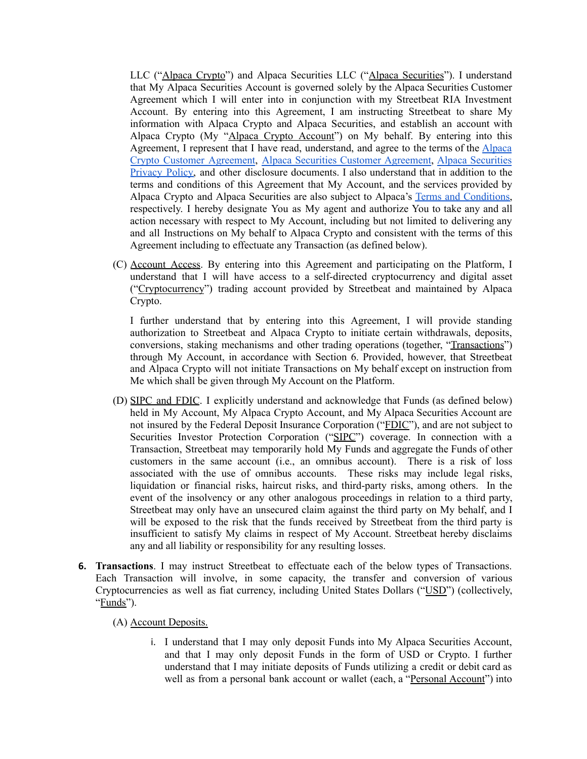LLC ("Alpaca Crypto") and Alpaca Securities LLC ("Alpaca Securities"). I understand that My Alpaca Securities Account is governed solely by the Alpaca Securities Customer Agreement which I will enter into in conjunction with my Streetbeat RIA Investment Account. By entering into this Agreement, I am instructing Streetbeat to share My information with Alpaca Crypto and Alpaca Securities, and establish an account with Alpaca Crypto (My "Alpaca Crypto Account") on My behalf. By entering into this Agreement, I represent that I have read, understand, and agree to the terms of the Alpaca Crypto Customer Agreement, Alpaca Securities Customer Agreement, Alpaca Securities Privacy Policy, and other disclosure documents. I also understand that in addition to the terms and conditions of this Agreement that My Account, and the services provided by Alpaca Crypto and Alpaca Securities are also subject to Alpaca's Terms and Conditions, respectively. I hereby designate You as My agent and authorize You to take any and all action necessary with respect to My Account, including but not limited to delivering any and all Instructions on My behalf to Alpaca Crypto and consistent with the terms of this Agreement including to effectuate any Transaction (as defined below).

(C) Account Access. By entering into this Agreement and participating on the Platform, I understand that I will have access to a self-directed cryptocurrency and digital asset ("Cryptocurrency") trading account provided by Streetbeat and maintained by Alpaca Crypto.

I further understand that by entering into this Agreement, I will provide standing authorization to Streetbeat and Alpaca Crypto to initiate certain withdrawals, deposits, conversions, staking mechanisms and other trading operations (together, "Transactions") through My Account, in accordance with Section 6. Provided, however, that Streetbeat and Alpaca Crypto will not initiate Transactions on My behalf except on instruction from Me which shall be given through My Account on the Platform.

(D) SIPC and FDIC. I explicitly understand and acknowledge that Funds (as defined below) held in My Account, My Alpaca Crypto Account, and My Alpaca Securities Account are not insured by the Federal Deposit Insurance Corporation ("FDIC"), and are not subject to Securities Investor Protection Corporation ("SIPC") coverage. In connection with a Transaction, Streetbeat may temporarily hold My Funds and aggregate the Funds of other customers in the same account (i.e., an omnibus account). There is a risk of loss associated with the use of omnibus accounts. These risks may include legal risks, liquidation or financial risks, haircut risks, and third-party risks, among others. In the event of the insolvency or any other analogous proceedings in relation to a third party, Streetbeat may only have an unsecured claim against the third party on My behalf, and I will be exposed to the risk that the funds received by Streetbeat from the third party is insufficient to satisfy My claims in respect of My Account. Streetbeat hereby disclaims any and all liability or responsibility for any resulting losses.

6. **Transactions**. I may instruct Streetbeat to effectuate each of the below types of Transactions. Each Transaction will involve, in some capacity, the transfer and conversion of various Cryptocurrencies as well as fiat currency, including United States Dollars ("USD") (collectively, "Funds").

(A) Account Deposits.

i. I understand that I may only deposit Funds into My Alpaca Securities Account, and that I may only deposit Funds in the form of USD or Crypto. I further understand that I may initiate deposits of Funds utilizing a credit or debit card as well as from a personal bank account or wallet (each, a "Personal Account") into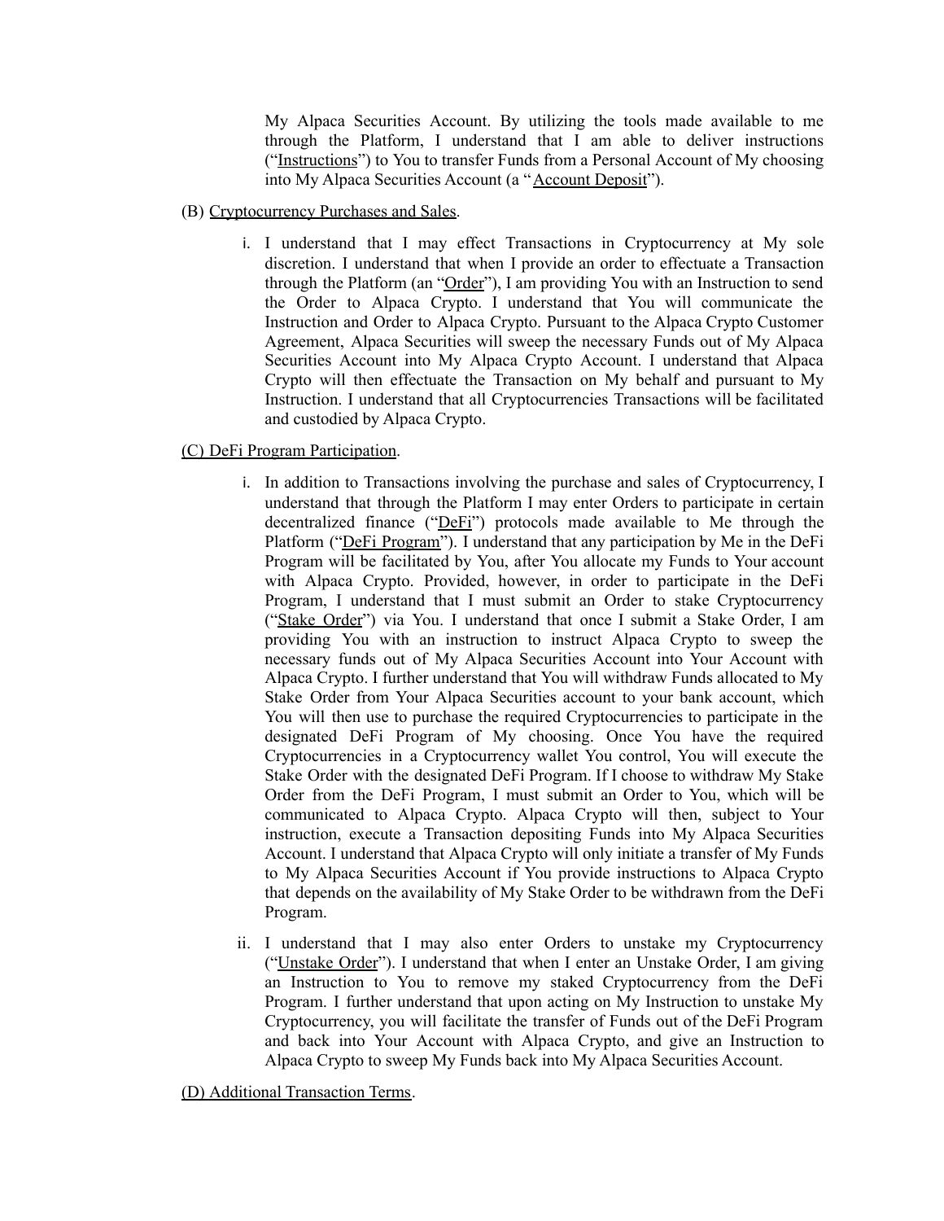My Alpaca Securities Account. By utilizing the tools made available to me through the Platform, I understand that I am able to deliver instructions ("Instructions") to You to transfer Funds from a Personal Account of My choosing into My Alpaca Securities Account (a "Account Deposit").

(B) Cryptocurrency Purchases and Sales.

i. I understand that I may effect Transactions in Cryptocurrency at My sole discretion. I understand that when I provide an order to effectuate a Transaction through the Platform (an "Order"), I am providing You with an Instruction to send the Order to Alpaca Crypto. I understand that You will communicate the Instruction and Order to Alpaca Crypto. Pursuant to the Alpaca Crypto Customer Agreement, Alpaca Securities will sweep the necessary Funds out of My Alpaca Securities Account into My Alpaca Crypto Account. I understand that Alpaca Crypto will then effectuate the Transaction on My behalf and pursuant to My Instruction. I understand that all Cryptocurrencies Transactions will be facilitated and custodied by Alpaca Crypto.

(C) DeFi Program Participation.

i. In addition to Transactions involving the purchase and sales of Cryptocurrency, I understand that through the Platform I may enter Orders to participate in certain decentralized finance ("DeFi") protocols made available to Me through the Platform ("DeFi Program"). I understand that any participation by Me in the DeFi Program will be facilitated by You, after You allocate my Funds to Your account with Alpaca Crypto. Provided, however, in order to participate in the DeFi Program, I understand that I must submit an Order to stake Cryptocurrency ("Stake Order") via You. I understand that once I submit a Stake Order, I am providing You with an instruction to instruct Alpaca Crypto to sweep the necessary funds out of My Alpaca Securities Account into Your Account with Alpaca Crypto. I further understand that You will withdraw Funds allocated to My Stake Order from Your Alpaca Securities account to your bank account, which You will then use to purchase the required Cryptocurrencies to participate in the designated DeFi Program of My choosing. Once You have the required Cryptocurrencies in a Cryptocurrency wallet You control, You will execute the Stake Order with the designated DeFi Program. If I choose to withdraw My Stake Order from the DeFi Program, I must submit an Order to You, which will be communicated to Alpaca Crypto. Alpaca Crypto will then, subject to Your instruction, execute a Transaction depositing Funds into My Alpaca Securities Account. I understand that Alpaca Crypto will only initiate a transfer of My Funds to My Alpaca Securities Account if You provide instructions to Alpaca Crypto that depends on the availability of My Stake Order to be withdrawn from the DeFi Program.

ii. I understand that I may also enter Orders to unstake my Cryptocurrency ("Unstake Order"). I understand that when I enter an Unstake Order, I am giving an Instruction to You to remove my staked Cryptocurrency from the DeFi Program. I further understand that upon acting on My Instruction to unstake My Cryptocurrency, you will facilitate the transfer of Funds out of the DeFi Program and back into Your Account with Alpaca Crypto, and give an Instruction to Alpaca Crypto to sweep My Funds back into My Alpaca Securities Account.

(D) Additional Transaction Terms.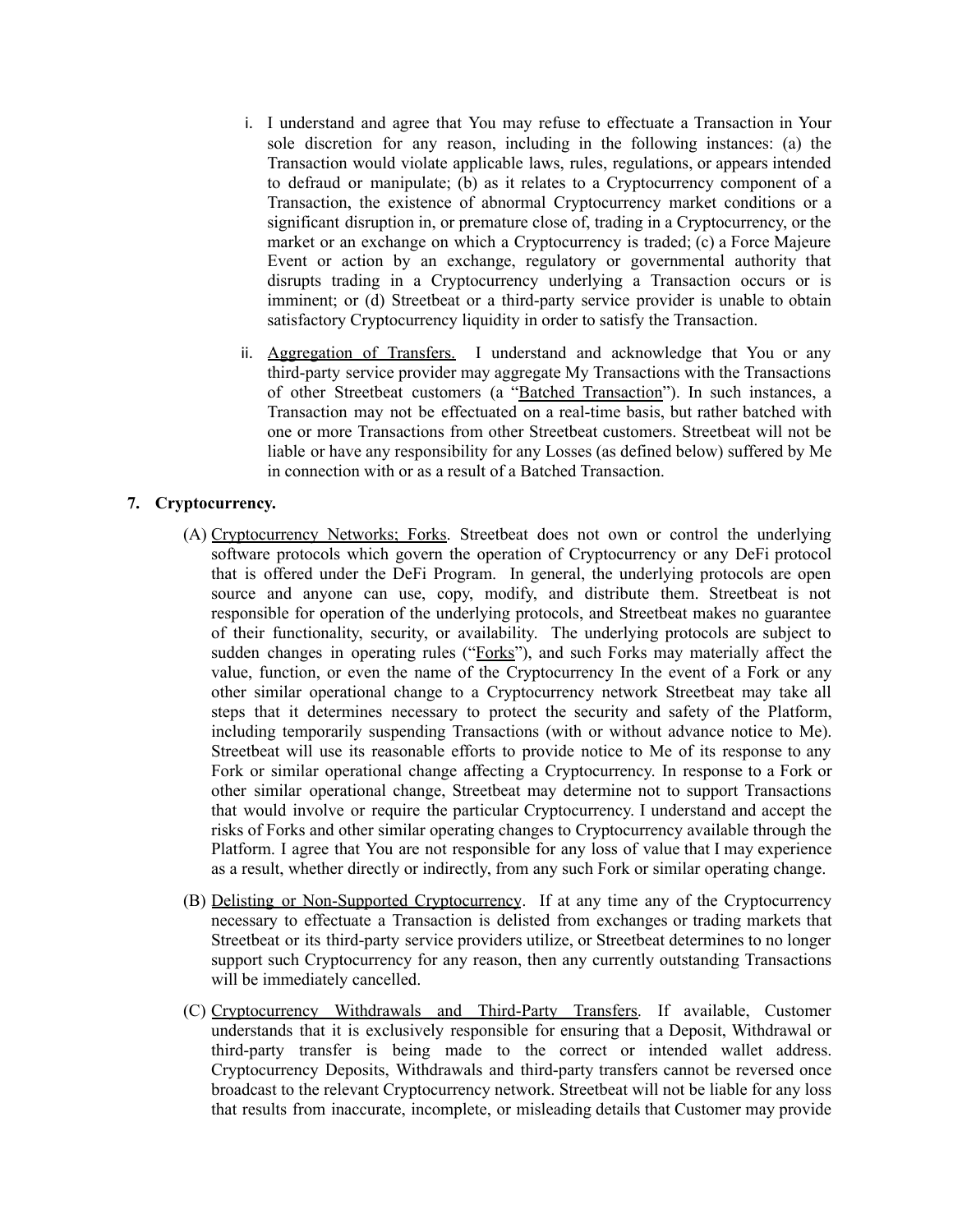i. I understand and agree that You may refuse to effectuate a Transaction in Your sole discretion for any reason, including in the following instances: (a) the Transaction would violate applicable laws, rules, regulations, or appears intended to defraud or manipulate; (b) as it relates to a Cryptocurrency component of a Transaction, the existence of abnormal Cryptocurrency market conditions or a significant disruption in, or premature close of, trading in a Cryptocurrency, or the market or an exchange on which a Cryptocurrency is traded; (c) a Force Majeure Event or action by an exchange, regulatory or governmental authority that disrupts trading in a Cryptocurrency underlying a Transaction occurs or is imminent; or (d) Streetbeat or a third-party service provider is unable to obtain satisfactory Cryptocurrency liquidity in order to satisfy the Transaction.

ii. Aggregation of Transfers. I understand and acknowledge that You or any third-party service provider may aggregate My Transactions with the Transactions of other Streetbeat customers (a "Batched Transaction"). In such instances, a Transaction may not be effectuated on a real-time basis, but rather batched with one or more Transactions from other Streetbeat customers. Streetbeat will not be liable or have any responsibility for any Losses (as defined below) suffered by Me in connection with or as a result of a Batched Transaction.

**7. Cryptocurrency.**

(A) Cryptocurrency Networks; Forks. Streetbeat does not own or control the underlying software protocols which govern the operation of Cryptocurrency or any DeFi protocol that is offered under the DeFi Program. In general, the underlying protocols are open source and anyone can use, copy, modify, and distribute them. Streetbeat is not responsible for operation of the underlying protocols, and Streetbeat makes no guarantee of their functionality, security, or availability. The underlying protocols are subject to sudden changes in operating rules ("Forks"), and such Forks may materially affect the value, function, or even the name of the Cryptocurrency In the event of a Fork or any other similar operational change to a Cryptocurrency network Streetbeat may take all steps that it determines necessary to protect the security and safety of the Platform, including temporarily suspending Transactions (with or without advance notice to Me). Streetbeat will use its reasonable efforts to provide notice to Me of its response to any Fork or similar operational change affecting a Cryptocurrency. In response to a Fork or other similar operational change, Streetbeat may determine not to support Transactions that would involve or require the particular Cryptocurrency. I understand and accept the risks of Forks and other similar operating changes to Cryptocurrency available through the Platform. I agree that You are not responsible for any loss of value that I may experience as a result, whether directly or indirectly, from any such Fork or similar operating change.

(B) Delisting or Non-Supported Cryptocurrency. If at any time any of the Cryptocurrency necessary to effectuate a Transaction is delisted from exchanges or trading markets that Streetbeat or its third-party service providers utilize, or Streetbeat determines to no longer support such Cryptocurrency for any reason, then any currently outstanding Transactions will be immediately cancelled.

(C) Cryptocurrency Withdrawals and Third-Party Transfers. If available, Customer understands that it is exclusively responsible for ensuring that a Deposit, Withdrawal or third-party transfer is being made to the correct or intended wallet address. Cryptocurrency Deposits, Withdrawals and third-party transfers cannot be reversed once broadcast to the relevant Cryptocurrency network. Streetbeat will not be liable for any loss that results from inaccurate, incomplete, or misleading details that Customer may provide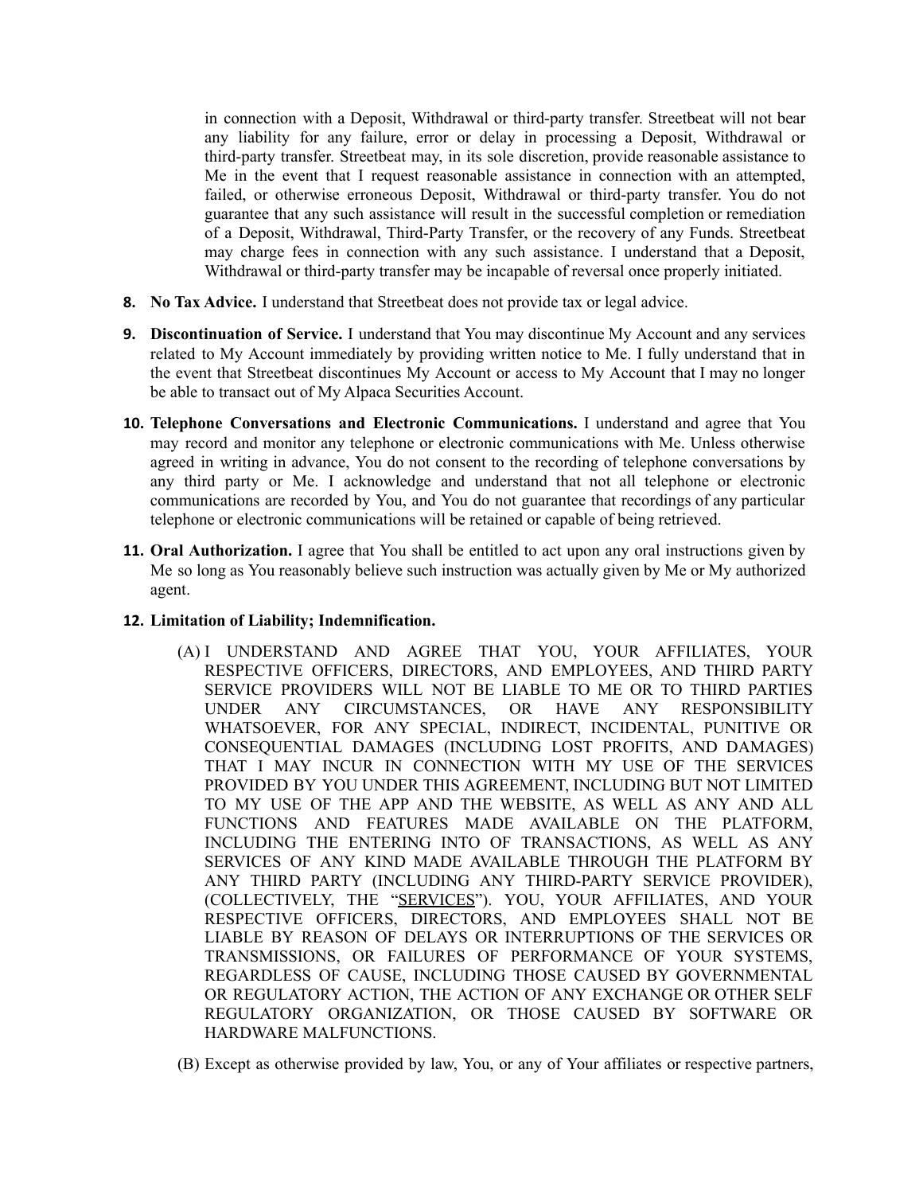in connection with a Deposit, Withdrawal or third-party transfer. Streetbeat will not bear any liability for any failure, error or delay in processing a Deposit, Withdrawal or third-party transfer. Streetbeat may, in its sole discretion, provide reasonable assistance to Me in the event that I request reasonable assistance in connection with an attempted, failed, or otherwise erroneous Deposit, Withdrawal or third-party transfer. You do not guarantee that any such assistance will result in the successful completion or remediation of a Deposit, Withdrawal, Third-Party Transfer, or the recovery of any Funds. Streetbeat may charge fees in connection with any such assistance. I understand that a Deposit, Withdrawal or third-party transfer may be incapable of reversal once properly initiated.

8. **No Tax Advice.** I understand that Streetbeat does not provide tax or legal advice.

9. **Discontinuation of Service.** I understand that You may discontinue My Account and any services related to My Account immediately by providing written notice to Me. I fully understand that in the event that Streetbeat discontinues My Account or access to My Account that I may no longer be able to transact out of My Alpaca Securities Account.

10. **Telephone Conversations and Electronic Communications.** I understand and agree that You may record and monitor any telephone or electronic communications with Me. Unless otherwise agreed in writing in advance, You do not consent to the recording of telephone conversations by any third party or Me. I acknowledge and understand that not all telephone or electronic communications are recorded by You, and You do not guarantee that recordings of any particular telephone or electronic communications will be retained or capable of being retrieved.

11. **Oral Authorization.** I agree that You shall be entitled to act upon any oral instructions given by Me so long as You reasonably believe such instruction was actually given by Me or My authorized agent.

12. **Limitation of Liability; Indemnification.**

    (A) I UNDERSTAND AND AGREE THAT YOU, YOUR AFFILIATES, YOUR RESPECTIVE OFFICERS, DIRECTORS, AND EMPLOYEES, AND THIRD PARTY SERVICE PROVIDERS WILL NOT BE LIABLE TO ME OR TO THIRD PARTIES UNDER ANY CIRCUMSTANCES, OR HAVE ANY RESPONSIBILITY WHATSOEVER, FOR ANY SPECIAL, INDIRECT, INCIDENTAL, PUNITIVE OR CONSEQUENTIAL DAMAGES (INCLUDING LOST PROFITS, AND DAMAGES) THAT I MAY INCUR IN CONNECTION WITH MY USE OF THE SERVICES PROVIDED BY YOU UNDER THIS AGREEMENT, INCLUDING BUT NOT LIMITED TO MY USE OF THE APP AND THE WEBSITE, AS WELL AS ANY AND ALL FUNCTIONS AND FEATURES MADE AVAILABLE ON THE PLATFORM, INCLUDING THE ENTERING INTO OF TRANSACTIONS, AS WELL AS ANY SERVICES OF ANY KIND MADE AVAILABLE THROUGH THE PLATFORM BY ANY THIRD PARTY (INCLUDING ANY THIRD-PARTY SERVICE PROVIDER), (COLLECTIVELY, THE "SERVICES"). YOU, YOUR AFFILIATES, AND YOUR RESPECTIVE OFFICERS, DIRECTORS, AND EMPLOYEES SHALL NOT BE LIABLE BY REASON OF DELAYS OR INTERRUPTIONS OF THE SERVICES OR TRANSMISSIONS, OR FAILURES OF PERFORMANCE OF YOUR SYSTEMS, REGARDLESS OF CAUSE, INCLUDING THOSE CAUSED BY GOVERNMENTAL OR REGULATORY ACTION, THE ACTION OF ANY EXCHANGE OR OTHER SELF REGULATORY ORGANIZATION, OR THOSE CAUSED BY SOFTWARE OR HARDWARE MALFUNCTIONS.

    (B) Except as otherwise provided by law, You, or any of Your affiliates or respective partners,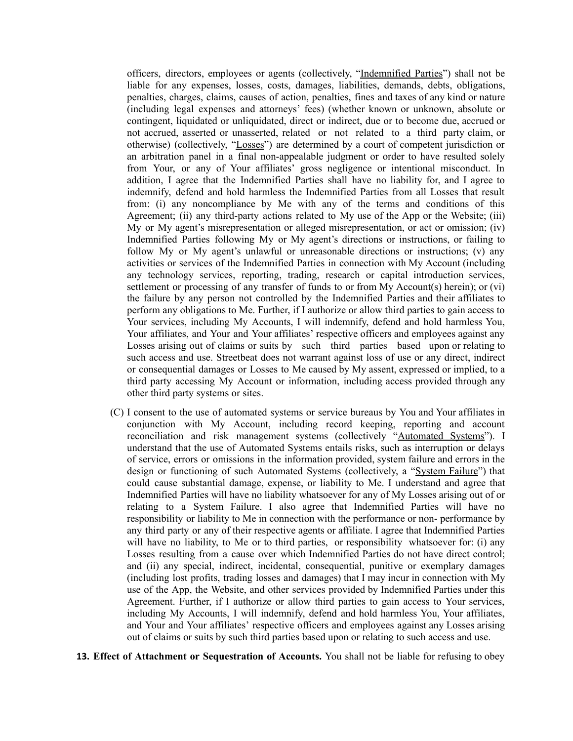officers, directors, employees or agents (collectively, "Indemnified Parties") shall not be liable for any expenses, losses, costs, damages, liabilities, demands, debts, obligations, penalties, charges, claims, causes of action, penalties, fines and taxes of any kind or nature (including legal expenses and attorneys' fees) (whether known or unknown, absolute or contingent, liquidated or unliquidated, direct or indirect, due or to become due, accrued or not accrued, asserted or unasserted, related or not related to a third party claim, or otherwise) (collectively, "Losses") are determined by a court of competent jurisdiction or an arbitration panel in a final non-appealable judgment or order to have resulted solely from Your, or any of Your affiliates' gross negligence or intentional misconduct. In addition, I agree that the Indemnified Parties shall have no liability for, and I agree to indemnify, defend and hold harmless the Indemnified Parties from all Losses that result from: (i) any noncompliance by Me with any of the terms and conditions of this Agreement; (ii) any third-party actions related to My use of the App or the Website; (iii) My or My agent's misrepresentation or alleged misrepresentation, or act or omission; (iv) Indemnified Parties following My or My agent's directions or instructions, or failing to follow My or My agent's unlawful or unreasonable directions or instructions; (v) any activities or services of the Indemnified Parties in connection with My Account (including any technology services, reporting, trading, research or capital introduction services, settlement or processing of any transfer of funds to or from My Account(s) herein); or (vi) the failure by any person not controlled by the Indemnified Parties and their affiliates to perform any obligations to Me. Further, if I authorize or allow third parties to gain access to Your services, including My Accounts, I will indemnify, defend and hold harmless You, Your affiliates, and Your and Your affiliates' respective officers and employees against any Losses arising out of claims or suits by such third parties based upon or relating to such access and use. Streetbeat does not warrant against loss of use or any direct, indirect or consequential damages or Losses to Me caused by My assent, expressed or implied, to a third party accessing My Account or information, including access provided through any other third party systems or sites.

(C) I consent to the use of automated systems or service bureaus by You and Your affiliates in conjunction with My Account, including record keeping, reporting and account reconciliation and risk management systems (collectively "Automated Systems"). I understand that the use of Automated Systems entails risks, such as interruption or delays of service, errors or omissions in the information provided, system failure and errors in the design or functioning of such Automated Systems (collectively, a "System Failure") that could cause substantial damage, expense, or liability to Me. I understand and agree that Indemnified Parties will have no liability whatsoever for any of My Losses arising out of or relating to a System Failure. I also agree that Indemnified Parties will have no responsibility or liability to Me in connection with the performance or non- performance by any third party or any of their respective agents or affiliate. I agree that Indemnified Parties will have no liability, to Me or to third parties, or responsibility whatsoever for: (i) any Losses resulting from a cause over which Indemnified Parties do not have direct control; and (ii) any special, indirect, incidental, consequential, punitive or exemplary damages (including lost profits, trading losses and damages) that I may incur in connection with My use of the App, the Website, and other services provided by Indemnified Parties under this Agreement. Further, if I authorize or allow third parties to gain access to Your services, including My Accounts, I will indemnify, defend and hold harmless You, Your affiliates, and Your and Your affiliates' respective officers and employees against any Losses arising out of claims or suits by such third parties based upon or relating to such access and use.

**13. Effect of Attachment or Sequestration of Accounts.** You shall not be liable for refusing to obey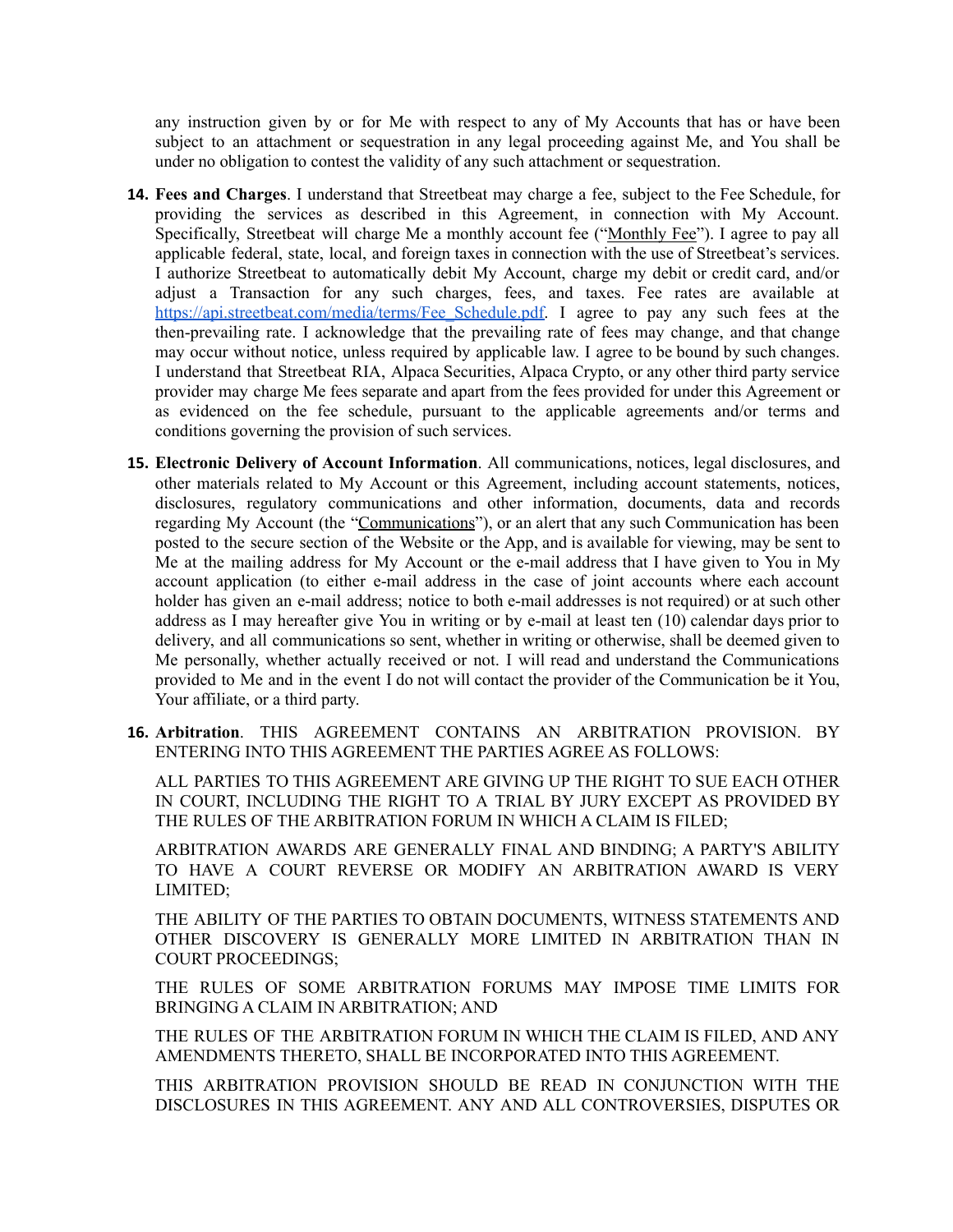any instruction given by or for Me with respect to any of My Accounts that has or have been subject to an attachment or sequestration in any legal proceeding against Me, and You shall be under no obligation to contest the validity of any such attachment or sequestration.

14. **Fees and Charges**. I understand that Streetbeat may charge a fee, subject to the Fee Schedule, for providing the services as described in this Agreement, in connection with My Account. Specifically, Streetbeat will charge Me a monthly account fee ("Monthly Fee"). I agree to pay all applicable federal, state, local, and foreign taxes in connection with the use of Streetbeat's services. I authorize Streetbeat to automatically debit My Account, charge my debit or credit card, and/or adjust a Transaction for any such charges, fees, and taxes. Fee rates are available at [https://api.streetbeat.com/media/terms/Fee_Schedule.pdf](https://api.streetbeat.com/media/terms/Fee_Schedule.pdf). I agree to pay any such fees at the then-prevailing rate. I acknowledge that the prevailing rate of fees may change, and that change may occur without notice, unless required by applicable law. I agree to be bound by such changes. I understand that Streetbeat RIA, Alpaca Securities, Alpaca Crypto, or any other third party service provider may charge Me fees separate and apart from the fees provided for under this Agreement or as evidenced on the fee schedule, pursuant to the applicable agreements and/or terms and conditions governing the provision of such services.

15. **Electronic Delivery of Account Information**. All communications, notices, legal disclosures, and other materials related to My Account or this Agreement, including account statements, notices, disclosures, regulatory communications and other information, documents, data and records regarding My Account (the "Communications"), or an alert that any such Communication has been posted to the secure section of the Website or the App, and is available for viewing, may be sent to Me at the mailing address for My Account or the e-mail address that I have given to You in My account application (to either e-mail address in the case of joint accounts where each account holder has given an e-mail address; notice to both e-mail addresses is not required) or at such other address as I may hereafter give You in writing or by e-mail at least ten (10) calendar days prior to delivery, and all communications so sent, whether in writing or otherwise, shall be deemed given to Me personally, whether actually received or not. I will read and understand the Communications provided to Me and in the event I do not will contact the provider of the Communication be it You, Your affiliate, or a third party.

16. **Arbitration**. THIS AGREEMENT CONTAINS AN ARBITRATION PROVISION. BY ENTERING INTO THIS AGREEMENT THE PARTIES AGREE AS FOLLOWS:

    ALL PARTIES TO THIS AGREEMENT ARE GIVING UP THE RIGHT TO SUE EACH OTHER IN COURT, INCLUDING THE RIGHT TO A TRIAL BY JURY EXCEPT AS PROVIDED BY THE RULES OF THE ARBITRATION FORUM IN WHICH A CLAIM IS FILED;

    ARBITRATION AWARDS ARE GENERALLY FINAL AND BINDING; A PARTY'S ABILITY TO HAVE A COURT REVERSE OR MODIFY AN ARBITRATION AWARD IS VERY LIMITED;

    THE ABILITY OF THE PARTIES TO OBTAIN DOCUMENTS, WITNESS STATEMENTS AND OTHER DISCOVERY IS GENERALLY MORE LIMITED IN ARBITRATION THAN IN COURT PROCEEDINGS;

    THE RULES OF SOME ARBITRATION FORUMS MAY IMPOSE TIME LIMITS FOR BRINGING A CLAIM IN ARBITRATION; AND

    THE RULES OF THE ARBITRATION FORUM IN WHICH THE CLAIM IS FILED, AND ANY AMENDMENTS THERETO, SHALL BE INCORPORATED INTO THIS AGREEMENT.

    THIS ARBITRATION PROVISION SHOULD BE READ IN CONJUNCTION WITH THE DISCLOSURES IN THIS AGREEMENT. ANY AND ALL CONTROVERSIES, DISPUTES OR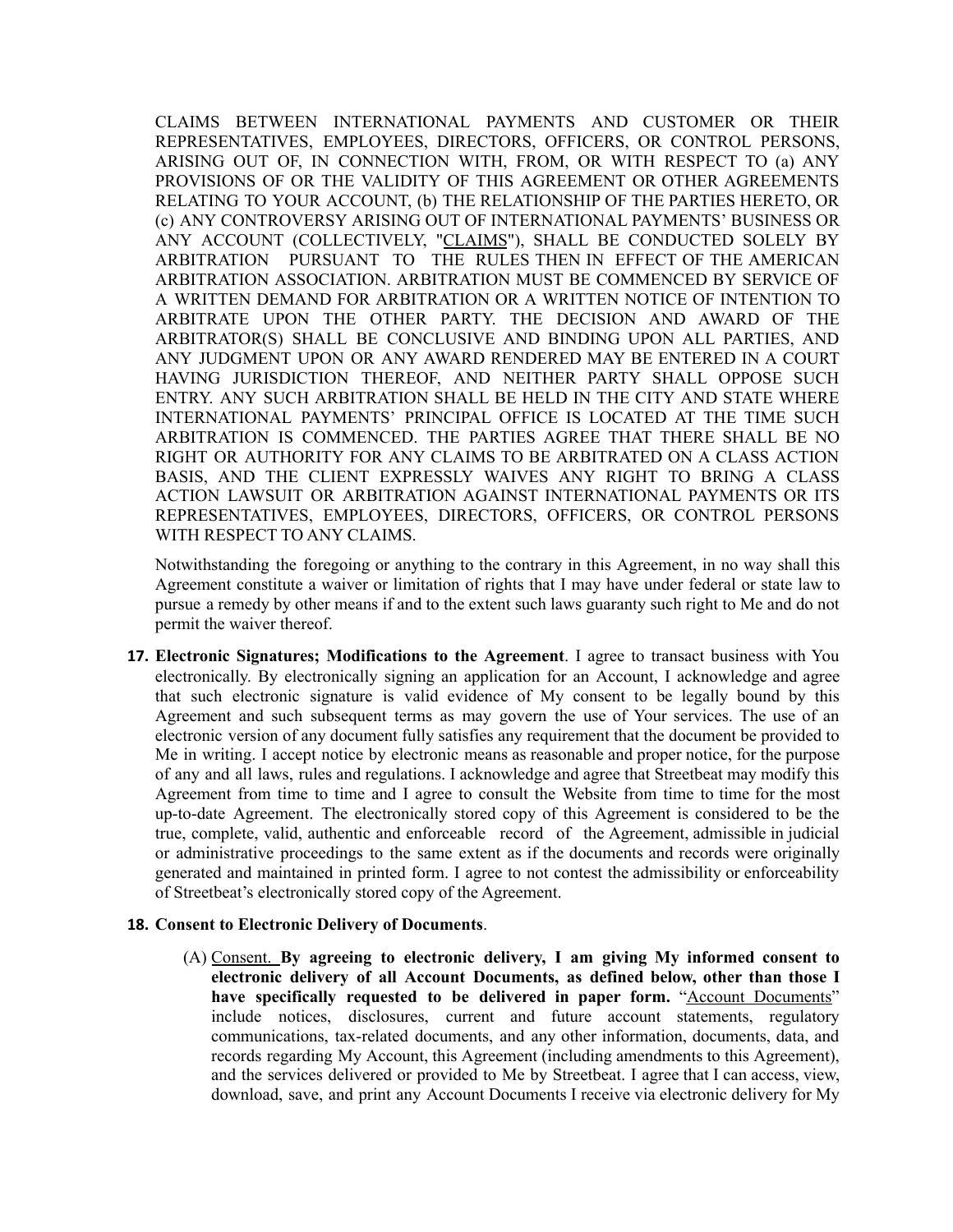CLAIMS BETWEEN INTERNATIONAL PAYMENTS AND CUSTOMER OR THEIR REPRESENTATIVES, EMPLOYEES, DIRECTORS, OFFICERS, OR CONTROL PERSONS, ARISING OUT OF, IN CONNECTION WITH, FROM, OR WITH RESPECT TO (a) ANY PROVISIONS OF OR THE VALIDITY OF THIS AGREEMENT OR OTHER AGREEMENTS RELATING TO YOUR ACCOUNT, (b) THE RELATIONSHIP OF THE PARTIES HERETO, OR (c) ANY CONTROVERSY ARISING OUT OF INTERNATIONAL PAYMENTS' BUSINESS OR ANY ACCOUNT (COLLECTIVELY, "CLAIMS"), SHALL BE CONDUCTED SOLELY BY ARBITRATION PURSUANT TO THE RULES THEN IN EFFECT OF THE AMERICAN ARBITRATION ASSOCIATION. ARBITRATION MUST BE COMMENCED BY SERVICE OF A WRITTEN DEMAND FOR ARBITRATION OR A WRITTEN NOTICE OF INTENTION TO ARBITRATE UPON THE OTHER PARTY. THE DECISION AND AWARD OF THE ARBITRATOR(S) SHALL BE CONCLUSIVE AND BINDING UPON ALL PARTIES, AND ANY JUDGMENT UPON OR ANY AWARD RENDERED MAY BE ENTERED IN A COURT HAVING JURISDICTION THEREOF, AND NEITHER PARTY SHALL OPPOSE SUCH ENTRY. ANY SUCH ARBITRATION SHALL BE HELD IN THE CITY AND STATE WHERE INTERNATIONAL PAYMENTS' PRINCIPAL OFFICE IS LOCATED AT THE TIME SUCH ARBITRATION IS COMMENCED. THE PARTIES AGREE THAT THERE SHALL BE NO RIGHT OR AUTHORITY FOR ANY CLAIMS TO BE ARBITRATED ON A CLASS ACTION BASIS, AND THE CLIENT EXPRESSLY WAIVES ANY RIGHT TO BRING A CLASS ACTION LAWSUIT OR ARBITRATION AGAINST INTERNATIONAL PAYMENTS OR ITS REPRESENTATIVES, EMPLOYEES, DIRECTORS, OFFICERS, OR CONTROL PERSONS WITH RESPECT TO ANY CLAIMS.

Notwithstanding the foregoing or anything to the contrary in this Agreement, in no way shall this Agreement constitute a waiver or limitation of rights that I may have under federal or state law to pursue a remedy by other means if and to the extent such laws guaranty such right to Me and do not permit the waiver thereof.

17. **Electronic Signatures; Modifications to the Agreement**. I agree to transact business with You electronically. By electronically signing an application for an Account, I acknowledge and agree that such electronic signature is valid evidence of My consent to be legally bound by this Agreement and such subsequent terms as may govern the use of Your services. The use of an electronic version of any document fully satisfies any requirement that the document be provided to Me in writing. I accept notice by electronic means as reasonable and proper notice, for the purpose of any and all laws, rules and regulations. I acknowledge and agree that Streetbeat may modify this Agreement from time to time and I agree to consult the Website from time to time for the most up-to-date Agreement. The electronically stored copy of this Agreement is considered to be the true, complete, valid, authentic and enforceable record of the Agreement, admissible in judicial or administrative proceedings to the same extent as if the documents and records were originally generated and maintained in printed form. I agree to not contest the admissibility or enforceability of Streetbeat's electronically stored copy of the Agreement.

18. **Consent to Electronic Delivery of Documents**.

    (A) Consent. **By agreeing to electronic delivery, I am giving My informed consent to electronic delivery of all Account Documents, as defined below, other than those I have specifically requested to be delivered in paper form.** "Account Documents" include notices, disclosures, current and future account statements, regulatory communications, tax-related documents, and any other information, documents, data, and records regarding My Account, this Agreement (including amendments to this Agreement), and the services delivered or provided to Me by Streetbeat. I agree that I can access, view, download, save, and print any Account Documents I receive via electronic delivery for My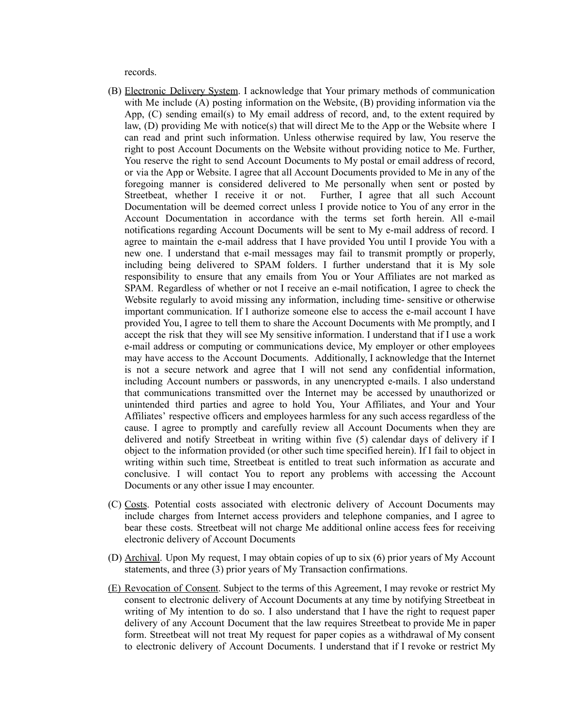records.

(B) Electronic Delivery System. I acknowledge that Your primary methods of communication with Me include (A) posting information on the Website, (B) providing information via the App, (C) sending email(s) to My email address of record, and, to the extent required by law, (D) providing Me with notice(s) that will direct Me to the App or the Website where I can read and print such information. Unless otherwise required by law, You reserve the right to post Account Documents on the Website without providing notice to Me. Further, You reserve the right to send Account Documents to My postal or email address of record, or via the App or Website. I agree that all Account Documents provided to Me in any of the foregoing manner is considered delivered to Me personally when sent or posted by Streetbeat, whether I receive it or not. Further, I agree that all such Account Documentation will be deemed correct unless I provide notice to You of any error in the Account Documentation in accordance with the terms set forth herein. All e-mail notifications regarding Account Documents will be sent to My e-mail address of record. I agree to maintain the e-mail address that I have provided You until I provide You with a new one. I understand that e-mail messages may fail to transmit promptly or properly, including being delivered to SPAM folders. I further understand that it is My sole responsibility to ensure that any emails from You or Your Affiliates are not marked as SPAM. Regardless of whether or not I receive an e-mail notification, I agree to check the Website regularly to avoid missing any information, including time- sensitive or otherwise important communication. If I authorize someone else to access the e-mail account I have provided You, I agree to tell them to share the Account Documents with Me promptly, and I accept the risk that they will see My sensitive information. I understand that if I use a work e-mail address or computing or communications device, My employer or other employees may have access to the Account Documents. Additionally, I acknowledge that the Internet is not a secure network and agree that I will not send any confidential information, including Account numbers or passwords, in any unencrypted e-mails. I also understand that communications transmitted over the Internet may be accessed by unauthorized or unintended third parties and agree to hold You, Your Affiliates, and Your and Your Affiliates' respective officers and employees harmless for any such access regardless of the cause. I agree to promptly and carefully review all Account Documents when they are delivered and notify Streetbeat in writing within five (5) calendar days of delivery if I object to the information provided (or other such time specified herein). If I fail to object in writing within such time, Streetbeat is entitled to treat such information as accurate and conclusive. I will contact You to report any problems with accessing the Account Documents or any other issue I may encounter.

(C) Costs. Potential costs associated with electronic delivery of Account Documents may include charges from Internet access providers and telephone companies, and I agree to bear these costs. Streetbeat will not charge Me additional online access fees for receiving electronic delivery of Account Documents

(D) Archival. Upon My request, I may obtain copies of up to six (6) prior years of My Account statements, and three (3) prior years of My Transaction confirmations.

(E) Revocation of Consent. Subject to the terms of this Agreement, I may revoke or restrict My consent to electronic delivery of Account Documents at any time by notifying Streetbeat in writing of My intention to do so. I also understand that I have the right to request paper delivery of any Account Document that the law requires Streetbeat to provide Me in paper form. Streetbeat will not treat My request for paper copies as a withdrawal of My consent to electronic delivery of Account Documents. I understand that if I revoke or restrict My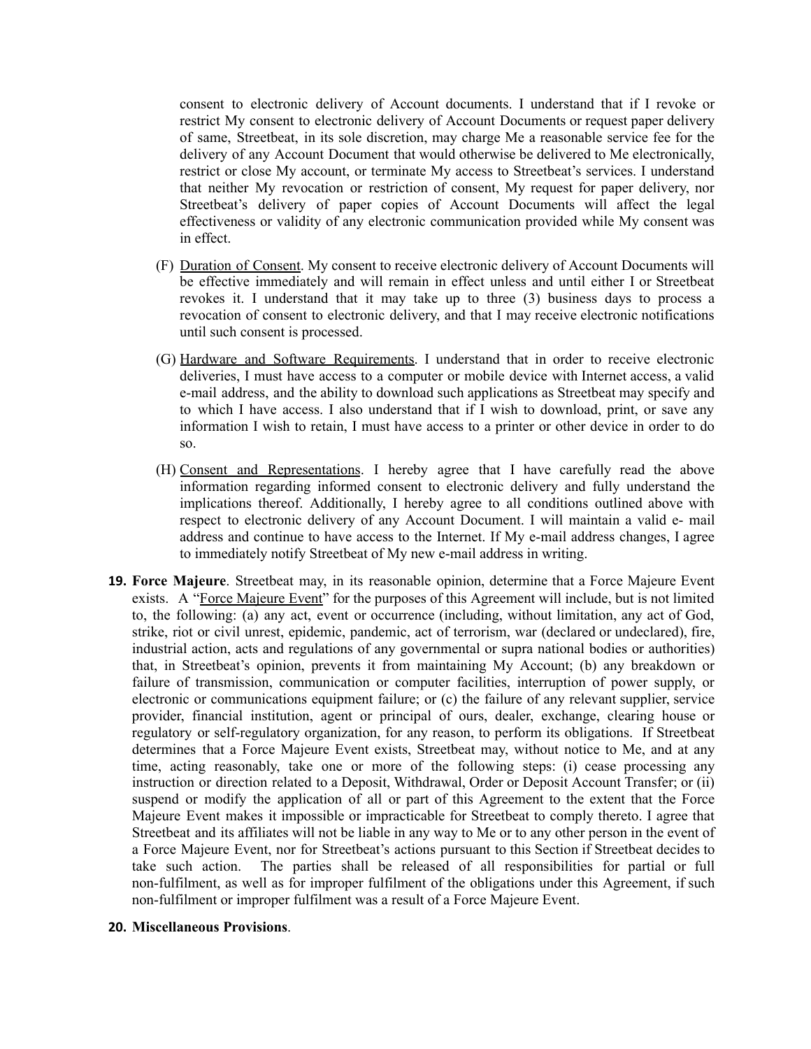consent to electronic delivery of Account documents. I understand that if I revoke or restrict My consent to electronic delivery of Account Documents or request paper delivery of same, Streetbeat, in its sole discretion, may charge Me a reasonable service fee for the delivery of any Account Document that would otherwise be delivered to Me electronically, restrict or close My account, or terminate My access to Streetbeat's services. I understand that neither My revocation or restriction of consent, My request for paper delivery, nor Streetbeat's delivery of paper copies of Account Documents will affect the legal effectiveness or validity of any electronic communication provided while My consent was in effect.

(F) Duration of Consent. My consent to receive electronic delivery of Account Documents will be effective immediately and will remain in effect unless and until either I or Streetbeat revokes it. I understand that it may take up to three (3) business days to process a revocation of consent to electronic delivery, and that I may receive electronic notifications until such consent is processed.

(G) Hardware and Software Requirements. I understand that in order to receive electronic deliveries, I must have access to a computer or mobile device with Internet access, a valid e-mail address, and the ability to download such applications as Streetbeat may specify and to which I have access. I also understand that if I wish to download, print, or save any information I wish to retain, I must have access to a printer or other device in order to do so.

(H) Consent and Representations. I hereby agree that I have carefully read the above information regarding informed consent to electronic delivery and fully understand the implications thereof. Additionally, I hereby agree to all conditions outlined above with respect to electronic delivery of any Account Document. I will maintain a valid e- mail address and continue to have access to the Internet. If My e-mail address changes, I agree to immediately notify Streetbeat of My new e-mail address in writing.

**19. Force Majeure**. Streetbeat may, in its reasonable opinion, determine that a Force Majeure Event exists. A "Force Majeure Event" for the purposes of this Agreement will include, but is not limited to, the following: (a) any act, event or occurrence (including, without limitation, any act of God, strike, riot or civil unrest, epidemic, pandemic, act of terrorism, war (declared or undeclared), fire, industrial action, acts and regulations of any governmental or supra national bodies or authorities) that, in Streetbeat's opinion, prevents it from maintaining My Account; (b) any breakdown or failure of transmission, communication or computer facilities, interruption of power supply, or electronic or communications equipment failure; or (c) the failure of any relevant supplier, service provider, financial institution, agent or principal of ours, dealer, exchange, clearing house or regulatory or self-regulatory organization, for any reason, to perform its obligations. If Streetbeat determines that a Force Majeure Event exists, Streetbeat may, without notice to Me, and at any time, acting reasonably, take one or more of the following steps: (i) cease processing any instruction or direction related to a Deposit, Withdrawal, Order or Deposit Account Transfer; or (ii) suspend or modify the application of all or part of this Agreement to the extent that the Force Majeure Event makes it impossible or impracticable for Streetbeat to comply thereto. I agree that Streetbeat and its affiliates will not be liable in any way to Me or to any other person in the event of a Force Majeure Event, nor for Streetbeat's actions pursuant to this Section if Streetbeat decides to take such action. The parties shall be released of all responsibilities for partial or full non-fulfilment, as well as for improper fulfilment of the obligations under this Agreement, if such non-fulfilment or improper fulfilment was a result of a Force Majeure Event.

**20. Miscellaneous Provisions**.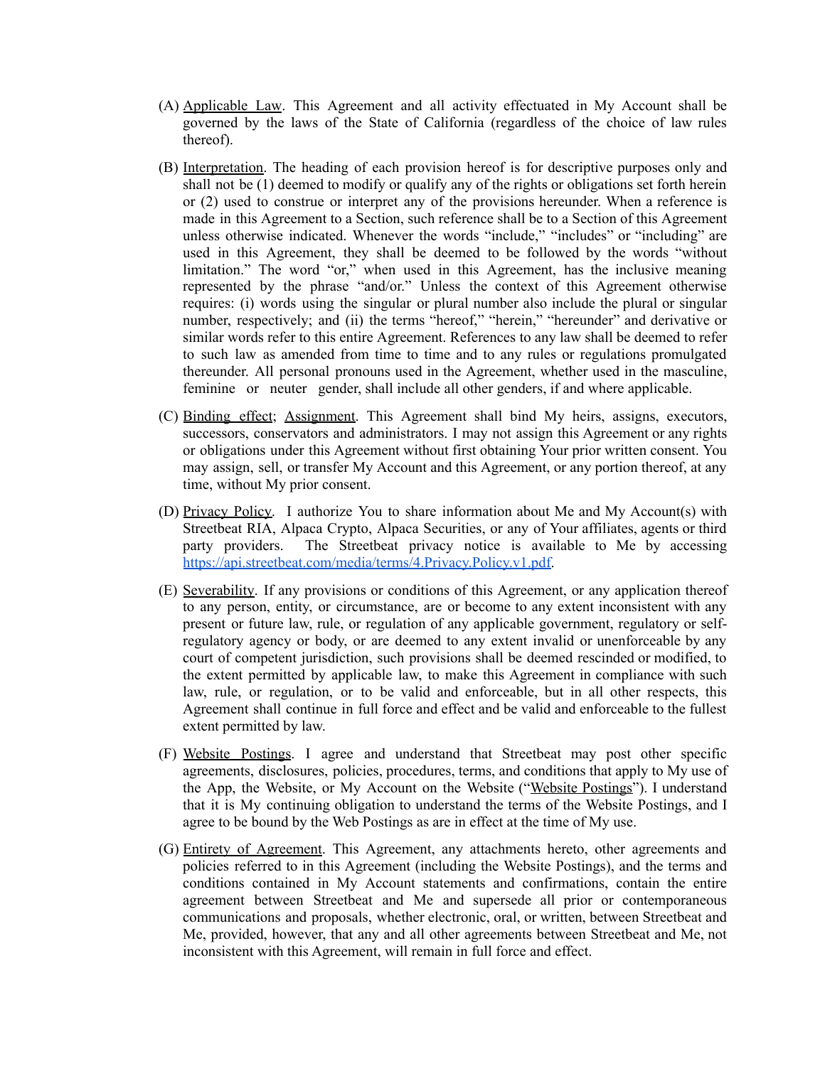(A) Applicable Law. This Agreement and all activity effectuated in My Account shall be governed by the laws of the State of California (regardless of the choice of law rules thereof).

(B) Interpretation. The heading of each provision hereof is for descriptive purposes only and shall not be (1) deemed to modify or qualify any of the rights or obligations set forth herein or (2) used to construe or interpret any of the provisions hereunder. When a reference is made in this Agreement to a Section, such reference shall be to a Section of this Agreement unless otherwise indicated. Whenever the words "include," "includes" or "including" are used in this Agreement, they shall be deemed to be followed by the words "without limitation." The word "or," when used in this Agreement, has the inclusive meaning represented by the phrase "and/or." Unless the context of this Agreement otherwise requires: (i) words using the singular or plural number also include the plural or singular number, respectively; and (ii) the terms "hereof," "herein," "hereunder" and derivative or similar words refer to this entire Agreement. References to any law shall be deemed to refer to such law as amended from time to time and to any rules or regulations promulgated thereunder. All personal pronouns used in the Agreement, whether used in the masculine, feminine or neuter gender, shall include all other genders, if and where applicable.

(C) Binding effect; Assignment. This Agreement shall bind My heirs, assigns, executors, successors, conservators and administrators. I may not assign this Agreement or any rights or obligations under this Agreement without first obtaining Your prior written consent. You may assign, sell, or transfer My Account and this Agreement, or any portion thereof, at any time, without My prior consent.

(D) Privacy Policy. I authorize You to share information about Me and My Account(s) with Streetbeat RIA, Alpaca Crypto, Alpaca Securities, or any of Your affiliates, agents or third party providers. The Streetbeat privacy notice is available to Me by accessing [https://api.streetbeat.com/media/terms/4.Privacy.Policy.v1.pdf](https://api.streetbeat.com/media/terms/4.Privacy.Policy.v1.pdf).

(E) Severability. If any provisions or conditions of this Agreement, or any application thereof to any person, entity, or circumstance, are or become to any extent inconsistent with any present or future law, rule, or regulation of any applicable government, regulatory or self-regulatory agency or body, or are deemed to any extent invalid or unenforceable by any court of competent jurisdiction, such provisions shall be deemed rescinded or modified, to the extent permitted by applicable law, to make this Agreement in compliance with such law, rule, or regulation, or to be valid and enforceable, but in all other respects, this Agreement shall continue in full force and effect and be valid and enforceable to the fullest extent permitted by law.

(F) Website Postings. I agree and understand that Streetbeat may post other specific agreements, disclosures, policies, procedures, terms, and conditions that apply to My use of the App, the Website, or My Account on the Website ("Website Postings"). I understand that it is My continuing obligation to understand the terms of the Website Postings, and I agree to be bound by the Web Postings as are in effect at the time of My use.

(G) Entirety of Agreement. This Agreement, any attachments hereto, other agreements and policies referred to in this Agreement (including the Website Postings), and the terms and conditions contained in My Account statements and confirmations, contain the entire agreement between Streetbeat and Me and supersede all prior or contemporaneous communications and proposals, whether electronic, oral, or written, between Streetbeat and Me, provided, however, that any and all other agreements between Streetbeat and Me, not inconsistent with this Agreement, will remain in full force and effect.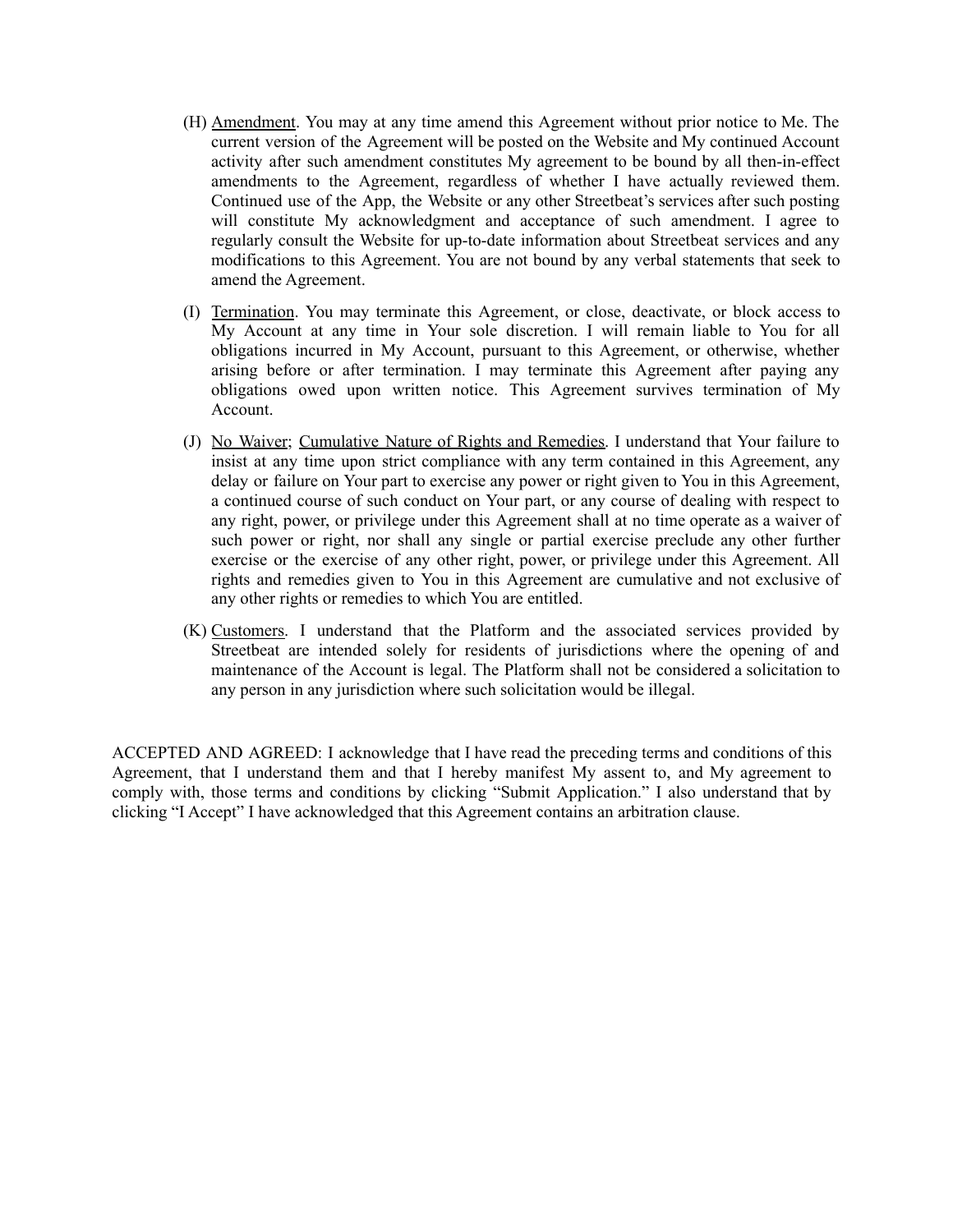(H) Amendment. You may at any time amend this Agreement without prior notice to Me. The current version of the Agreement will be posted on the Website and My continued Account activity after such amendment constitutes My agreement to be bound by all then-in-effect amendments to the Agreement, regardless of whether I have actually reviewed them. Continued use of the App, the Website or any other Streetbeat's services after such posting will constitute My acknowledgment and acceptance of such amendment. I agree to regularly consult the Website for up-to-date information about Streetbeat services and any modifications to this Agreement. You are not bound by any verbal statements that seek to amend the Agreement.

(I) Termination. You may terminate this Agreement, or close, deactivate, or block access to My Account at any time in Your sole discretion. I will remain liable to You for all obligations incurred in My Account, pursuant to this Agreement, or otherwise, whether arising before or after termination. I may terminate this Agreement after paying any obligations owed upon written notice. This Agreement survives termination of My Account.

(J) No Waiver; Cumulative Nature of Rights and Remedies. I understand that Your failure to insist at any time upon strict compliance with any term contained in this Agreement, any delay or failure on Your part to exercise any power or right given to You in this Agreement, a continued course of such conduct on Your part, or any course of dealing with respect to any right, power, or privilege under this Agreement shall at no time operate as a waiver of such power or right, nor shall any single or partial exercise preclude any other further exercise or the exercise of any other right, power, or privilege under this Agreement. All rights and remedies given to You in this Agreement are cumulative and not exclusive of any other rights or remedies to which You are entitled.

(K) Customers. I understand that the Platform and the associated services provided by Streetbeat are intended solely for residents of jurisdictions where the opening of and maintenance of the Account is legal. The Platform shall not be considered a solicitation to any person in any jurisdiction where such solicitation would be illegal.

ACCEPTED AND AGREED: I acknowledge that I have read the preceding terms and conditions of this Agreement, that I understand them and that I hereby manifest My assent to, and My agreement to comply with, those terms and conditions by clicking "Submit Application." I also understand that by clicking "I Accept" I have acknowledged that this Agreement contains an arbitration clause.